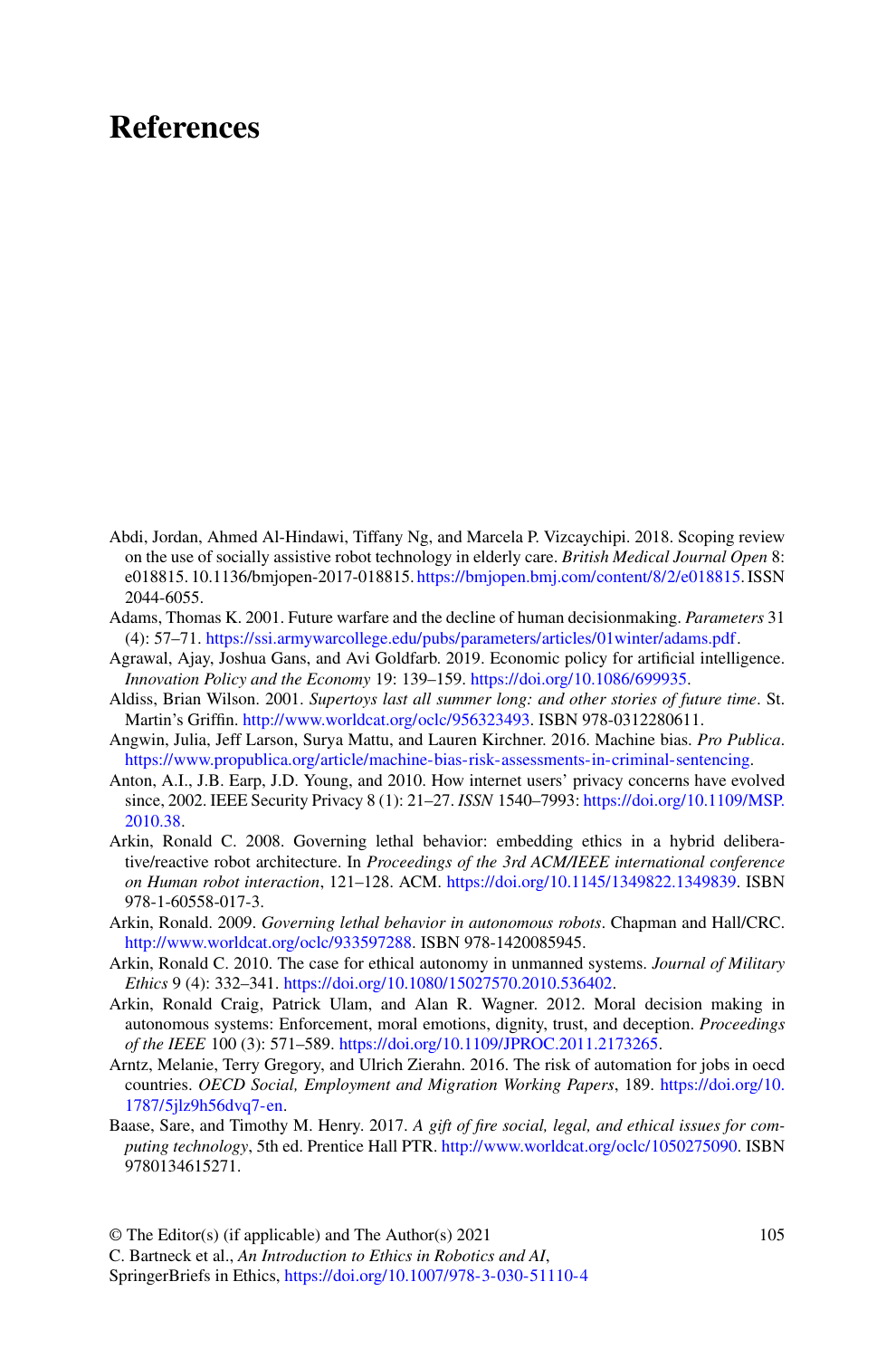# References

Abdi, Jordan, Ahmed Al-Hindawi, Tiffany Ng, and Marcela P. Vizcaychipi. 2018. Scoping review on the use of socially assistive robot technology in elderly care. *British Medical Journal Open* 8: e018815. 10.1136/bmjopen-2017-018815. https://bmjopen.bmj.com/content/8/2/e018815. ISSN 2044-6055.

Adams, Thomas K. 2001. Future warfare and the decline of human decisionmaking. *Parameters* 31 (4): 57–71. https://ssi.armywarcollege.edu/pubs/parameters/articles/01winter/adams.pdf.

Agrawal, Ajay, Joshua Gans, and Avi Goldfarb. 2019. Economic policy for artificial intelligence. *Innovation Policy and the Economy* 19: 139–159. https://doi.org/10.1086/699935.

Aldiss, Brian Wilson. 2001. *Supertoys last all summer long: and other stories of future time*. St. Martin's Griffin. http://www.worldcat.org/oclc/956323493. ISBN 978-0312280611.

Angwin, Julia, Jeff Larson, Surya Mattu, and Lauren Kirchner. 2016. Machine bias. *Pro Publica*. https://www.propublica.org/article/machine-bias-risk-assessments-in-criminal-sentencing.

Anton, A.I., J.B. Earp, J.D. Young, and 2010. How internet users' privacy concerns have evolved since, 2002. IEEE Security Privacy 8 (1): 21–27. *ISSN* 1540–7993: https://doi.org/10.1109/MSP.2010.38.

Arkin, Ronald C. 2008. Governing lethal behavior: embedding ethics in a hybrid deliberative/reactive robot architecture. In *Proceedings of the 3rd ACM/IEEE international conference on Human robot interaction*, 121–128. ACM. https://doi.org/10.1145/1349822.1349839. ISBN 978-1-60558-017-3.

Arkin, Ronald. 2009. *Governing lethal behavior in autonomous robots*. Chapman and Hall/CRC. http://www.worldcat.org/oclc/933597288. ISBN 978-1420085945.

Arkin, Ronald C. 2010. The case for ethical autonomy in unmanned systems. *Journal of Military Ethics* 9 (4): 332–341. https://doi.org/10.1080/15027570.2010.536402.

Arkin, Ronald Craig, Patrick Ulam, and Alan R. Wagner. 2012. Moral decision making in autonomous systems: Enforcement, moral emotions, dignity, trust, and deception. *Proceedings of the IEEE* 100 (3): 571–589. https://doi.org/10.1109/JPROC.2011.2173265.

Arntz, Melanie, Terry Gregory, and Ulrich Zierahn. 2016. The risk of automation for jobs in oecd countries. *OECD Social, Employment and Migration Working Papers*, 189. https://doi.org/10.1787/5jlz9h56dvq7-en.

Baase, Sare, and Timothy M. Henry. 2017. *A gift of fire social, legal, and ethical issues for computing technology*, 5th ed. Prentice Hall PTR. http://www.worldcat.org/oclc/1050275090. ISBN 9780134615271.

© The Editor(s) (if applicable) and The Author(s) 2021
C. Bartneck et al., *An Introduction to Ethics in Robotics and AI*,
SpringerBriefs in Ethics, https://doi.org/10.1007/978-3-030-51110-4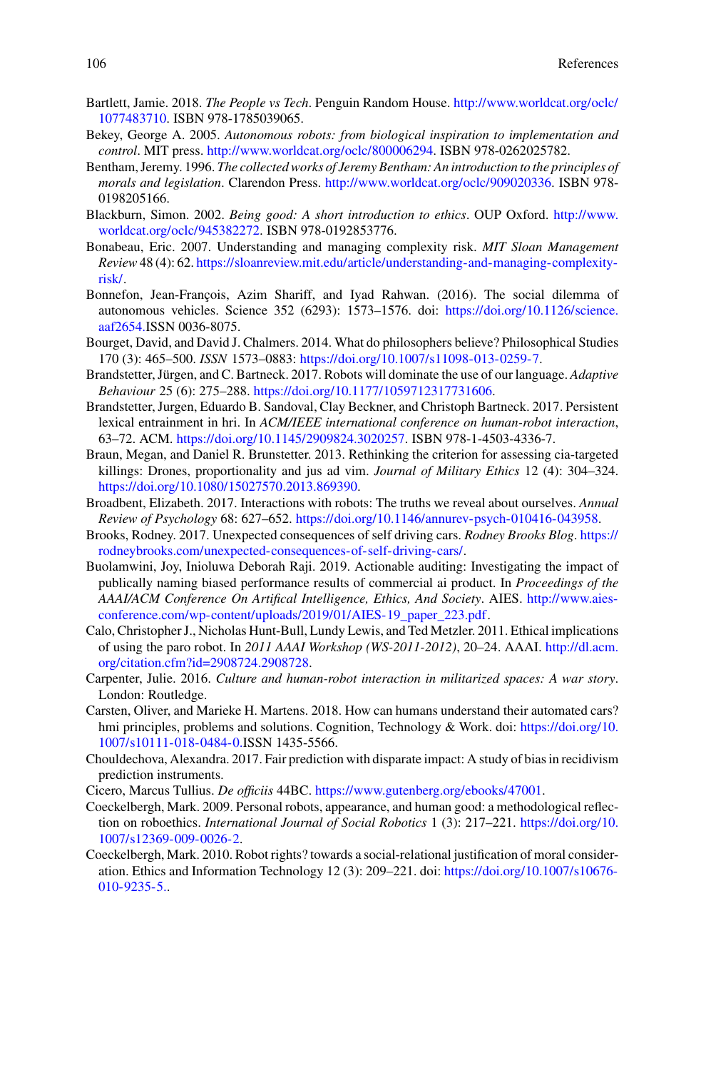Bartlett, Jamie. 2018. *The People vs Tech*. Penguin Random House. http://www.worldcat.org/oclc/1077483710. ISBN 978-1785039065.

Bekey, George A. 2005. *Autonomous robots: from biological inspiration to implementation and control*. MIT press. http://www.worldcat.org/oclc/800006294. ISBN 978-0262025782.

Bentham, Jeremy. 1996. *The collected works of Jeremy Bentham: An introduction to the principles of morals and legislation*. Clarendon Press. http://www.worldcat.org/oclc/909020336. ISBN 978-0198205166.

Blackburn, Simon. 2002. *Being good: A short introduction to ethics*. OUP Oxford. http://www.worldcat.org/oclc/945382272. ISBN 978-0192853776.

Bonabeau, Eric. 2007. Understanding and managing complexity risk. *MIT Sloan Management Review* 48 (4): 62. https://sloanreview.mit.edu/article/understanding-and-managing-complexity-risk/.

Bonnefon, Jean-François, Azim Shariff, and Iyad Rahwan. (2016). The social dilemma of autonomous vehicles. Science 352 (6293): 1573–1576. doi: https://doi.org/10.1126/science.aaf2654.ISSN 0036-8075.

Bourget, David, and David J. Chalmers. 2014. What do philosophers believe? Philosophical Studies 170 (3): 465–500. *ISSN* 1573–0883: https://doi.org/10.1007/s11098-013-0259-7.

Brandstetter, Jürgen, and C. Bartneck. 2017. Robots will dominate the use of our language. *Adaptive Behaviour* 25 (6): 275–288. https://doi.org/10.1177/1059712317731606.

Brandstetter, Jurgen, Eduardo B. Sandoval, Clay Beckner, and Christoph Bartneck. 2017. Persistent lexical entrainment in hri. In *ACM/IEEE international conference on human-robot interaction*, 63–72. ACM. https://doi.org/10.1145/2909824.3020257. ISBN 978-1-4503-4336-7.

Braun, Megan, and Daniel R. Brunstetter. 2013. Rethinking the criterion for assessing cia-targeted killings: Drones, proportionality and jus ad vim. *Journal of Military Ethics* 12 (4): 304–324. https://doi.org/10.1080/15027570.2013.869390.

Broadbent, Elizabeth. 2017. Interactions with robots: The truths we reveal about ourselves. *Annual Review of Psychology* 68: 627–652. https://doi.org/10.1146/annurev-psych-010416-043958.

Brooks, Rodney. 2017. Unexpected consequences of self driving cars. *Rodney Brooks Blog*. https://rodneybrooks.com/unexpected-consequences-of-self-driving-cars/.

Buolamwini, Joy, Inioluwa Deborah Raji. 2019. Actionable auditing: Investigating the impact of publicly naming biased performance results of commercial ai product. In *Proceedings of the AAAI/ACM Conference On Artifical Intelligence, Ethics, And Society*. AIES. http://www.aies-conference.com/wp-content/uploads/2019/01/AIES-19_paper_223.pdf.

Calo, Christopher J., Nicholas Hunt-Bull, Lundy Lewis, and Ted Metzler. 2011. Ethical implications of using the paro robot. In *2011 AAAI Workshop (WS-2011-2012)*, 20–24. AAAI. http://dl.acm.org/citation.cfm?id=2908724.2908728.

Carpenter, Julie. 2016. *Culture and human-robot interaction in militarized spaces: A war story*. London: Routledge.

Carsten, Oliver, and Marieke H. Martens. 2018. How can humans understand their automated cars? hmi principles, problems and solutions. Cognition, Technology & Work. doi: https://doi.org/10.1007/s10111-018-0484-0.ISSN 1435-5566.

Chouldechova, Alexandra. 2017. Fair prediction with disparate impact: A study of bias in recidivism prediction instruments.

Cicero, Marcus Tullius. *De officiis* 44BC. https://www.gutenberg.org/ebooks/47001.

Coeckelbergh, Mark. 2009. Personal robots, appearance, and human good: a methodological reflection on roboethics. *International Journal of Social Robotics* 1 (3): 217–221. https://doi.org/10.1007/s12369-009-0026-2.

Coeckelbergh, Mark. 2010. Robot rights? towards a social-relational justification of moral consideration. Ethics and Information Technology 12 (3): 209–221. doi: https://doi.org/10.1007/s10676-010-9235-5..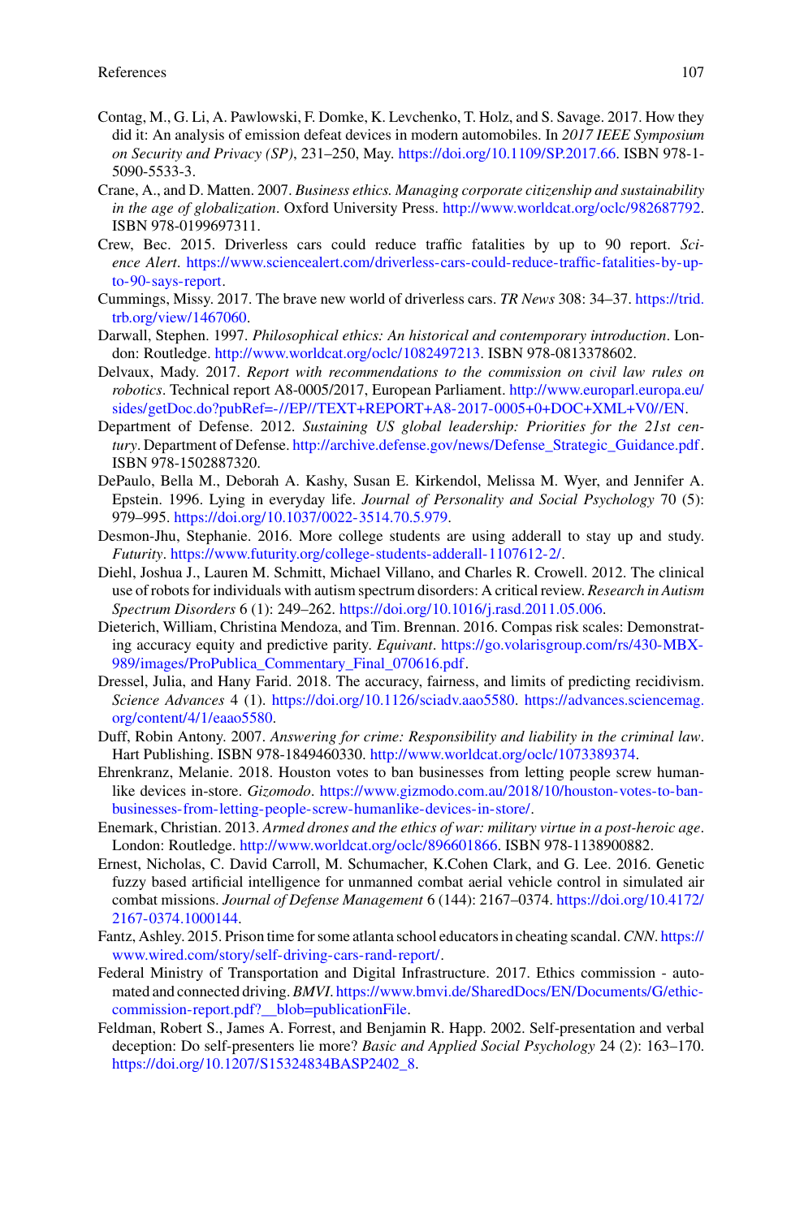Contag, M., G. Li, A. Pawlowski, F. Domke, K. Levchenko, T. Holz, and S. Savage. 2017. How they did it: An analysis of emission defeat devices in modern automobiles. In *2017 IEEE Symposium on Security and Privacy (SP)*, 231–250, May. https://doi.org/10.1109/SP.2017.66. ISBN 978-1-5090-5533-3.

Crane, A., and D. Matten. 2007. *Business ethics. Managing corporate citizenship and sustainability in the age of globalization*. Oxford University Press. http://www.worldcat.org/oclc/982687792. ISBN 978-0199697311.

Crew, Bec. 2015. Driverless cars could reduce traffic fatalities by up to 90 report. *Science Alert*. https://www.sciencealert.com/driverless-cars-could-reduce-traffic-fatalities-by-up-to-90-says-report.

Cummings, Missy. 2017. The brave new world of driverless cars. *TR News* 308: 34–37. https://trid.trb.org/view/1467060.

Darwall, Stephen. 1997. *Philosophical ethics: An historical and contemporary introduction*. London: Routledge. http://www.worldcat.org/oclc/1082497213. ISBN 978-0813378602.

Delvaux, Mady. 2017. *Report with recommendations to the commission on civil law rules on robotics*. Technical report A8-0005/2017, European Parliament. http://www.europarl.europa.eu/sides/getDoc.do?pubRef=-//EP//TEXT+REPORT+A8-2017-0005+0+DOC+XML+V0//EN.

Department of Defense. 2012. *Sustaining US global leadership: Priorities for the 21st century*. Department of Defense. http://archive.defense.gov/news/Defense_Strategic_Guidance.pdf. ISBN 978-1502887320.

DePaulo, Bella M., Deborah A. Kashy, Susan E. Kirkendol, Melissa M. Wyer, and Jennifer A. Epstein. 1996. Lying in everyday life. *Journal of Personality and Social Psychology* 70 (5): 979–995. https://doi.org/10.1037/0022-3514.70.5.979.

Desmon-Jhu, Stephanie. 2016. More college students are using adderall to stay up and study. *Futurity*. https://www.futurity.org/college-students-adderall-1107612-2/.

Diehl, Joshua J., Lauren M. Schmitt, Michael Villano, and Charles R. Crowell. 2012. The clinical use of robots for individuals with autism spectrum disorders: A critical review. *Research in Autism Spectrum Disorders* 6 (1): 249–262. https://doi.org/10.1016/j.rasd.2011.05.006.

Dieterich, William, Christina Mendoza, and Tim. Brennan. 2016. Compas risk scales: Demonstrating accuracy equity and predictive parity. *Equivant*. https://go.volarisgroup.com/rs/430-MBX-989/images/ProPublica_Commentary_Final_070616.pdf.

Dressel, Julia, and Hany Farid. 2018. The accuracy, fairness, and limits of predicting recidivism. *Science Advances* 4 (1). https://doi.org/10.1126/sciadv.aao5580. https://advances.sciencemag.org/content/4/1/eaao5580.

Duff, Robin Antony. 2007. *Answering for crime: Responsibility and liability in the criminal law*. Hart Publishing. ISBN 978-1849460330. http://www.worldcat.org/oclc/1073389374.

Ehrenkranz, Melanie. 2018. Houston votes to ban businesses from letting people screw human-like devices in-store. *Gizomodo*. https://www.gizmodo.com.au/2018/10/houston-votes-to-ban-businesses-from-letting-people-screw-humanlike-devices-in-store/.

Enemark, Christian. 2013. *Armed drones and the ethics of war: military virtue in a post-heroic age*. London: Routledge. http://www.worldcat.org/oclc/896601866. ISBN 978-1138900882.

Ernest, Nicholas, C. David Carroll, M. Schumacher, K.Cohen Clark, and G. Lee. 2016. Genetic fuzzy based artificial intelligence for unmanned combat aerial vehicle control in simulated air combat missions. *Journal of Defense Management* 6 (144): 2167–0374. https://doi.org/10.4172/2167-0374.1000144.

Fantz, Ashley. 2015. Prison time for some atlanta school educators in cheating scandal. *CNN*. https://www.wired.com/story/self-driving-cars-rand-report/.

Federal Ministry of Transportation and Digital Infrastructure. 2017. Ethics commission - automated and connected driving. *BMVI*. https://www.bmvi.de/SharedDocs/EN/Documents/G/ethic-commission-report.pdf?__blob=publicationFile.

Feldman, Robert S., James A. Forrest, and Benjamin R. Happ. 2002. Self-presentation and verbal deception: Do self-presenters lie more? *Basic and Applied Social Psychology* 24 (2): 163–170. https://doi.org/10.1207/S15324834BASP2402_8.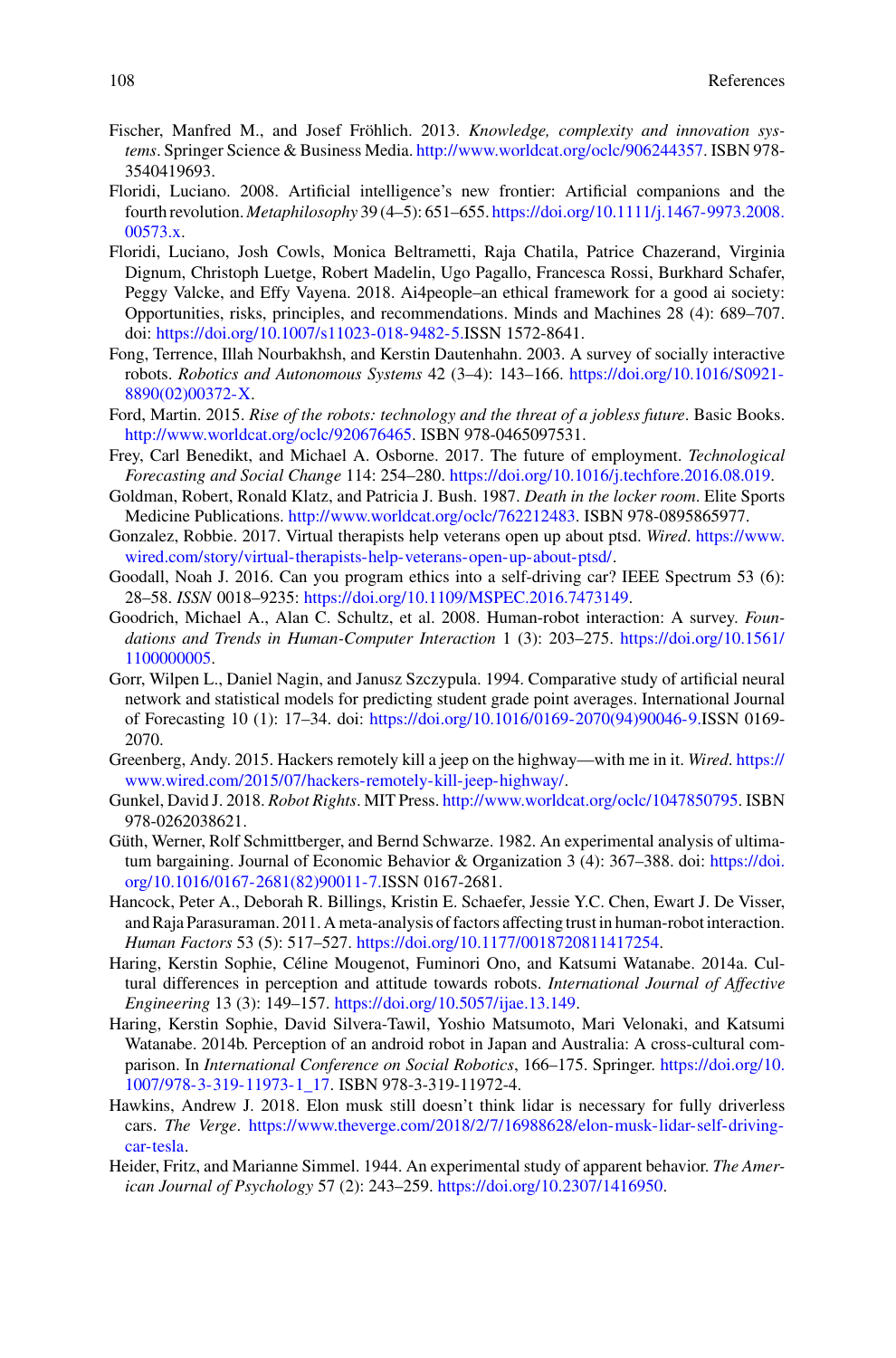Fischer, Manfred M., and Josef Fröhlich. 2013. *Knowledge, complexity and innovation systems*. Springer Science & Business Media. http://www.worldcat.org/oclc/906244357. ISBN 978-3540419693.

Floridi, Luciano. 2008. Artificial intelligence's new frontier: Artificial companions and the fourth revolution. *Metaphilosophy* 39 (4–5): 651–655. https://doi.org/10.1111/j.1467-9973.2008.00573.x.

Floridi, Luciano, Josh Cowls, Monica Beltrametti, Raja Chatila, Patrice Chazerand, Virginia Dignum, Christoph Luetge, Robert Madelin, Ugo Pagallo, Francesca Rossi, Burkhard Schafer, Peggy Valcke, and Effy Vayena. 2018. Ai4people–an ethical framework for a good ai society: Opportunities, risks, principles, and recommendations. Minds and Machines 28 (4): 689–707. doi: https://doi.org/10.1007/s11023-018-9482-5.ISSN 1572-8641.

Fong, Terrence, Illah Nourbakhsh, and Kerstin Dautenhahn. 2003. A survey of socially interactive robots. *Robotics and Autonomous Systems* 42 (3–4): 143–166. https://doi.org/10.1016/S0921-8890(02)00372-X.

Ford, Martin. 2015. *Rise of the robots: technology and the threat of a jobless future*. Basic Books. http://www.worldcat.org/oclc/920676465. ISBN 978-0465097531.

Frey, Carl Benedikt, and Michael A. Osborne. 2017. The future of employment. *Technological Forecasting and Social Change* 114: 254–280. https://doi.org/10.1016/j.techfore.2016.08.019.

Goldman, Robert, Ronald Klatz, and Patricia J. Bush. 1987. *Death in the locker room*. Elite Sports Medicine Publications. http://www.worldcat.org/oclc/762212483. ISBN 978-0895865977.

Gonzalez, Robbie. 2017. Virtual therapists help veterans open up about ptsd. *Wired*. https://www.wired.com/story/virtual-therapists-help-veterans-open-up-about-ptsd/.

Goodall, Noah J. 2016. Can you program ethics into a self-driving car? IEEE Spectrum 53 (6): 28–58. *ISSN* 0018–9235: https://doi.org/10.1109/MSPEC.2016.7473149.

Goodrich, Michael A., Alan C. Schultz, et al. 2008. Human-robot interaction: A survey. *Foundations and Trends in Human-Computer Interaction* 1 (3): 203–275. https://doi.org/10.1561/1100000005.

Gorr, Wilpen L., Daniel Nagin, and Janusz Szczypula. 1994. Comparative study of artificial neural network and statistical models for predicting student grade point averages. International Journal of Forecasting 10 (1): 17–34. doi: https://doi.org/10.1016/0169-2070(94)90046-9.ISSN 0169-2070.

Greenberg, Andy. 2015. Hackers remotely kill a jeep on the highway—with me in it. *Wired*. https://www.wired.com/2015/07/hackers-remotely-kill-jeep-highway/.

Gunkel, David J. 2018. *Robot Rights*. MIT Press. http://www.worldcat.org/oclc/1047850795. ISBN 978-0262038621.

Güth, Werner, Rolf Schmittberger, and Bernd Schwarze. 1982. An experimental analysis of ultimatum bargaining. Journal of Economic Behavior & Organization 3 (4): 367–388. doi: https://doi.org/10.1016/0167-2681(82)90011-7.ISSN 0167-2681.

Hancock, Peter A., Deborah R. Billings, Kristin E. Schaefer, Jessie Y.C. Chen, Ewart J. De Visser, and Raja Parasuraman. 2011. A meta-analysis of factors affecting trust in human-robot interaction. *Human Factors* 53 (5): 517–527. https://doi.org/10.1177/0018720811417254.

Haring, Kerstin Sophie, Céline Mougenot, Fuminori Ono, and Katsumi Watanabe. 2014a. Cultural differences in perception and attitude towards robots. *International Journal of Affective Engineering* 13 (3): 149–157. https://doi.org/10.5057/ijae.13.149.

Haring, Kerstin Sophie, David Silvera-Tawil, Yoshio Matsumoto, Mari Velonaki, and Katsumi Watanabe. 2014b. Perception of an android robot in Japan and Australia: A cross-cultural comparison. In *International Conference on Social Robotics*, 166–175. Springer. https://doi.org/10.1007/978-3-319-11973-1_17. ISBN 978-3-319-11972-4.

Hawkins, Andrew J. 2018. Elon musk still doesn't think lidar is necessary for fully driverless cars. *The Verge*. https://www.theverge.com/2018/2/7/16988628/elon-musk-lidar-self-driving-car-tesla.

Heider, Fritz, and Marianne Simmel. 1944. An experimental study of apparent behavior. *The American Journal of Psychology* 57 (2): 243–259. https://doi.org/10.2307/1416950.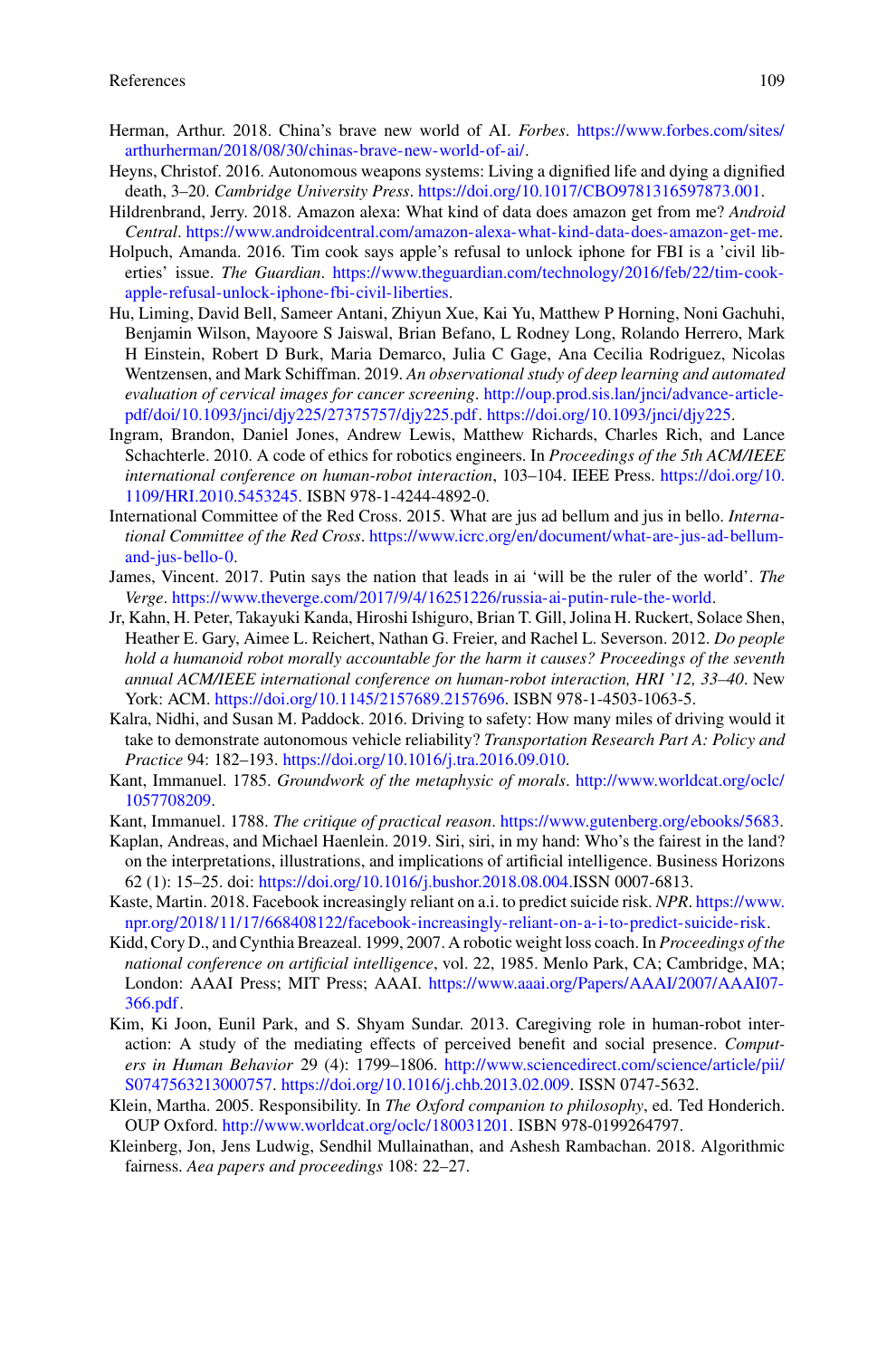Herman, Arthur. 2018. China's brave new world of AI. *Forbes*. https://www.forbes.com/sites/arthurherman/2018/08/30/chinas-brave-new-world-of-ai/.

Heyns, Christof. 2016. Autonomous weapons systems: Living a dignified life and dying a dignified death, 3–20. *Cambridge University Press*. https://doi.org/10.1017/CBO9781316597873.001.

Hildrenbrand, Jerry. 2018. Amazon alexa: What kind of data does amazon get from me? *Android Central*. https://www.androidcentral.com/amazon-alexa-what-kind-data-does-amazon-get-me.

Holpuch, Amanda. 2016. Tim cook says apple's refusal to unlock iphone for FBI is a 'civil liberties' issue. *The Guardian*. https://www.theguardian.com/technology/2016/feb/22/tim-cook-apple-refusal-unlock-iphone-fbi-civil-liberties.

Hu, Liming, David Bell, Sameer Antani, Zhiyun Xue, Kai Yu, Matthew P Horning, Noni Gachuhi, Benjamin Wilson, Mayoore S Jaiswal, Brian Befano, L Rodney Long, Rolando Herrero, Mark H Einstein, Robert D Burk, Maria Demarco, Julia C Gage, Ana Cecilia Rodriguez, Nicolas Wentzensen, and Mark Schiffman. 2019. *An observational study of deep learning and automated evaluation of cervical images for cancer screening*. http://oup.prod.sis.lan/jnci/advance-article-pdf/doi/10.1093/jnci/djy225/27375757/djy225.pdf. https://doi.org/10.1093/jnci/djy225.

Ingram, Brandon, Daniel Jones, Andrew Lewis, Matthew Richards, Charles Rich, and Lance Schachterle. 2010. A code of ethics for robotics engineers. In *Proceedings of the 5th ACM/IEEE international conference on human-robot interaction*, 103–104. IEEE Press. https://doi.org/10.1109/HRI.2010.5453245. ISBN 978-1-4244-4892-0.

International Committee of the Red Cross. 2015. What are jus ad bellum and jus in bello. *International Committee of the Red Cross*. https://www.icrc.org/en/document/what-are-jus-ad-bellum-and-jus-bello-0.

James, Vincent. 2017. Putin says the nation that leads in ai 'will be the ruler of the world'. *The Verge*. https://www.theverge.com/2017/9/4/16251226/russia-ai-putin-rule-the-world.

Jr, Kahn, H. Peter, Takayuki Kanda, Hiroshi Ishiguro, Brian T. Gill, Jolina H. Ruckert, Solace Shen, Heather E. Gary, Aimee L. Reichert, Nathan G. Freier, and Rachel L. Severson. 2012. *Do people hold a humanoid robot morally accountable for the harm it causes? Proceedings of the seventh annual ACM/IEEE international conference on human-robot interaction, HRI '12, 33–40*. New York: ACM. https://doi.org/10.1145/2157689.2157696. ISBN 978-1-4503-1063-5.

Kalra, Nidhi, and Susan M. Paddock. 2016. Driving to safety: How many miles of driving would it take to demonstrate autonomous vehicle reliability? *Transportation Research Part A: Policy and Practice* 94: 182–193. https://doi.org/10.1016/j.tra.2016.09.010.

Kant, Immanuel. 1785. *Groundwork of the metaphysic of morals*. http://www.worldcat.org/oclc/1057708209.

Kant, Immanuel. 1788. *The critique of practical reason*. https://www.gutenberg.org/ebooks/5683.

Kaplan, Andreas, and Michael Haenlein. 2019. Siri, siri, in my hand: Who's the fairest in the land? on the interpretations, illustrations, and implications of artificial intelligence. Business Horizons 62 (1): 15–25. doi: https://doi.org/10.1016/j.bushor.2018.08.004.ISSN 0007-6813.

Kaste, Martin. 2018. Facebook increasingly reliant on a.i. to predict suicide risk. *NPR*. https://www.npr.org/2018/11/17/668408122/facebook-increasingly-reliant-on-a-i-to-predict-suicide-risk.

Kidd, Cory D., and Cynthia Breazeal. 1999, 2007. A robotic weight loss coach. In *Proceedings of the national conference on artificial intelligence*, vol. 22, 1985. Menlo Park, CA; Cambridge, MA; London: AAAI Press; MIT Press; AAAI. https://www.aaai.org/Papers/AAAI/2007/AAAI07-366.pdf.

Kim, Ki Joon, Eunil Park, and S. Shyam Sundar. 2013. Caregiving role in human-robot interaction: A study of the mediating effects of perceived benefit and social presence. *Computers in Human Behavior* 29 (4): 1799–1806. http://www.sciencedirect.com/science/article/pii/S0747563213000757. https://doi.org/10.1016/j.chb.2013.02.009. ISSN 0747-5632.

Klein, Martha. 2005. Responsibility. In *The Oxford companion to philosophy*, ed. Ted Honderich. OUP Oxford. http://www.worldcat.org/oclc/180031201. ISBN 978-0199264797.

Kleinberg, Jon, Jens Ludwig, Sendhil Mullainathan, and Ashesh Rambachan. 2018. Algorithmic fairness. *Aea papers and proceedings* 108: 22–27.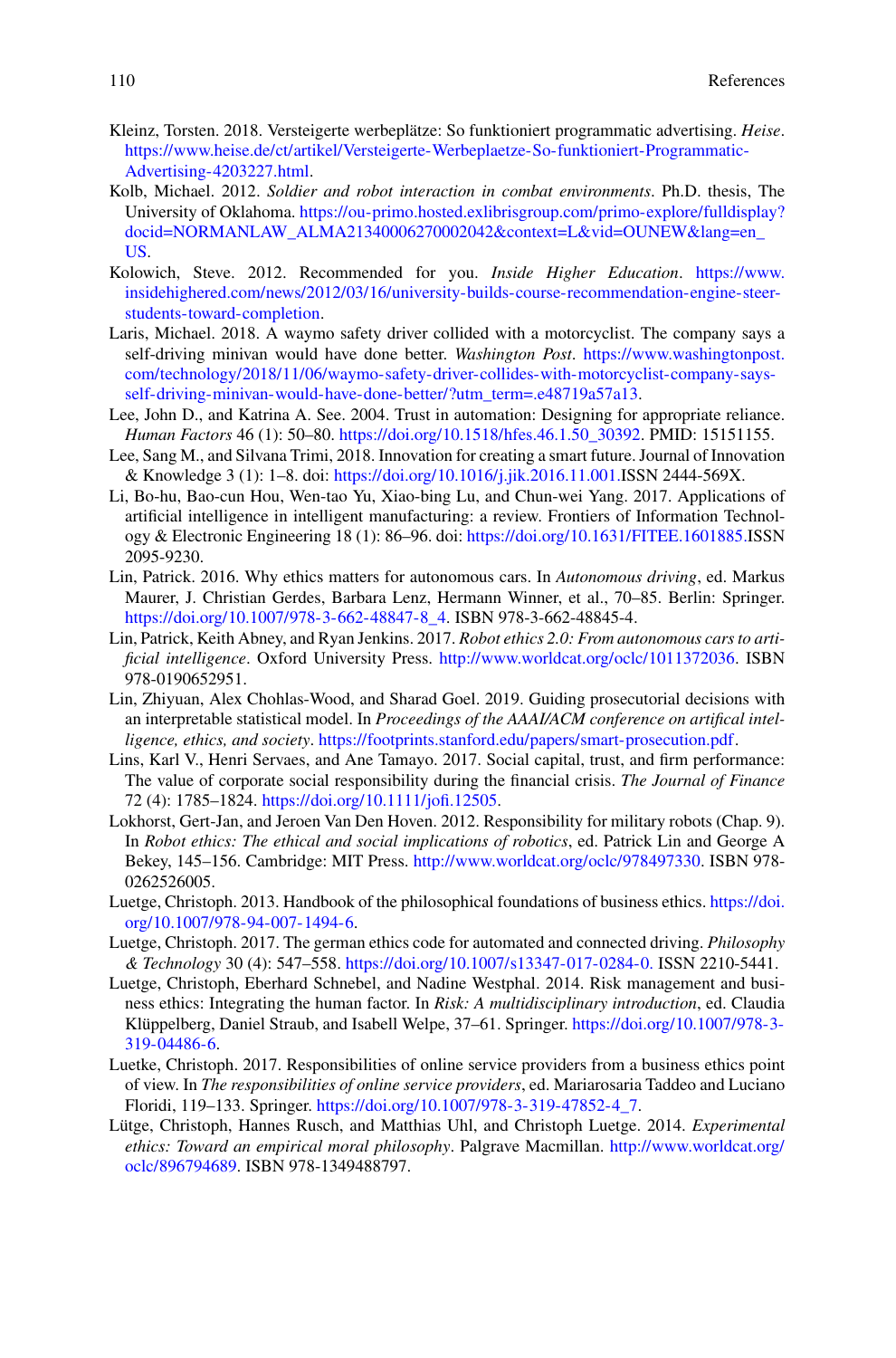Kleinz, Torsten. 2018. Versteigerte werbeplätze: So funktioniert programmatic advertising. *Heise*. https://www.heise.de/ct/artikel/Versteigerte-Werbeplaetze-So-funktioniert-Programmatic-Advertising-4203227.html.

Kolb, Michael. 2012. *Soldier and robot interaction in combat environments*. Ph.D. thesis, The University of Oklahoma. https://ou-primo.hosted.exlibrisgroup.com/primo-explore/fulldisplay?docid=NORMANLAW_ALMA21340006270002042&context=L&vid=OUNEW&lang=en_US.

Kolowich, Steve. 2012. Recommended for you. *Inside Higher Education*. https://www.insidehighered.com/news/2012/03/16/university-builds-course-recommendation-engine-steer-students-toward-completion.

Laris, Michael. 2018. A waymo safety driver collided with a motorcyclist. The company says a self-driving minivan would have done better. *Washington Post*. https://www.washingtonpost.com/technology/2018/11/06/waymo-safety-driver-collides-with-motorcyclist-company-says-self-driving-minivan-would-have-done-better/?utm_term=.e48719a57a13.

Lee, John D., and Katrina A. See. 2004. Trust in automation: Designing for appropriate reliance. *Human Factors* 46 (1): 50–80. https://doi.org/10.1518/hfes.46.1.50_30392. PMID: 15151155.

Lee, Sang M., and Silvana Trimi, 2018. Innovation for creating a smart future. Journal of Innovation & Knowledge 3 (1): 1–8. doi: https://doi.org/10.1016/j.jik.2016.11.001.ISSN 2444-569X.

Li, Bo-hu, Bao-cun Hou, Wen-tao Yu, Xiao-bing Lu, and Chun-wei Yang. 2017. Applications of artificial intelligence in intelligent manufacturing: a review. Frontiers of Information Technology & Electronic Engineering 18 (1): 86–96. doi: https://doi.org/10.1631/FITEE.1601885.ISSN 2095-9230.

Lin, Patrick. 2016. Why ethics matters for autonomous cars. In *Autonomous driving*, ed. Markus Maurer, J. Christian Gerdes, Barbara Lenz, Hermann Winner, et al., 70–85. Berlin: Springer. https://doi.org/10.1007/978-3-662-48847-8_4. ISBN 978-3-662-48845-4.

Lin, Patrick, Keith Abney, and Ryan Jenkins. 2017. *Robot ethics 2.0: From autonomous cars to artificial intelligence*. Oxford University Press. http://www.worldcat.org/oclc/1011372036. ISBN 978-0190652951.

Lin, Zhiyuan, Alex Chohlas-Wood, and Sharad Goel. 2019. Guiding prosecutorial decisions with an interpretable statistical model. In *Proceedings of the AAAI/ACM conference on artifical intelligence, ethics, and society*. https://footprints.stanford.edu/papers/smart-prosecution.pdf.

Lins, Karl V., Henri Servaes, and Ane Tamayo. 2017. Social capital, trust, and firm performance: The value of corporate social responsibility during the financial crisis. *The Journal of Finance* 72 (4): 1785–1824. https://doi.org/10.1111/jofi.12505.

Lokhorst, Gert-Jan, and Jeroen Van Den Hoven. 2012. Responsibility for military robots (Chap. 9). In *Robot ethics: The ethical and social implications of robotics*, ed. Patrick Lin and George A Bekey, 145–156. Cambridge: MIT Press. http://www.worldcat.org/oclc/978497330. ISBN 978-0262526005.

Luetge, Christoph. 2013. Handbook of the philosophical foundations of business ethics. https://doi.org/10.1007/978-94-007-1494-6.

Luetge, Christoph. 2017. The german ethics code for automated and connected driving. *Philosophy & Technology* 30 (4): 547–558. https://doi.org/10.1007/s13347-017-0284-0. ISSN 2210-5441.

Luetge, Christoph, Eberhard Schnebel, and Nadine Westphal. 2014. Risk management and business ethics: Integrating the human factor. In *Risk: A multidisciplinary introduction*, ed. Claudia Klüppelberg, Daniel Straub, and Isabell Welpe, 37–61. Springer. https://doi.org/10.1007/978-3-319-04486-6.

Luetke, Christoph. 2017. Responsibilities of online service providers from a business ethics point of view. In *The responsibilities of online service providers*, ed. Mariarosaria Taddeo and Luciano Floridi, 119–133. Springer. https://doi.org/10.1007/978-3-319-47852-4_7.

Lütge, Christoph, Hannes Rusch, and Matthias Uhl, and Christoph Luetge. 2014. *Experimental ethics: Toward an empirical moral philosophy*. Palgrave Macmillan. http://www.worldcat.org/oclc/896794689. ISBN 978-1349488797.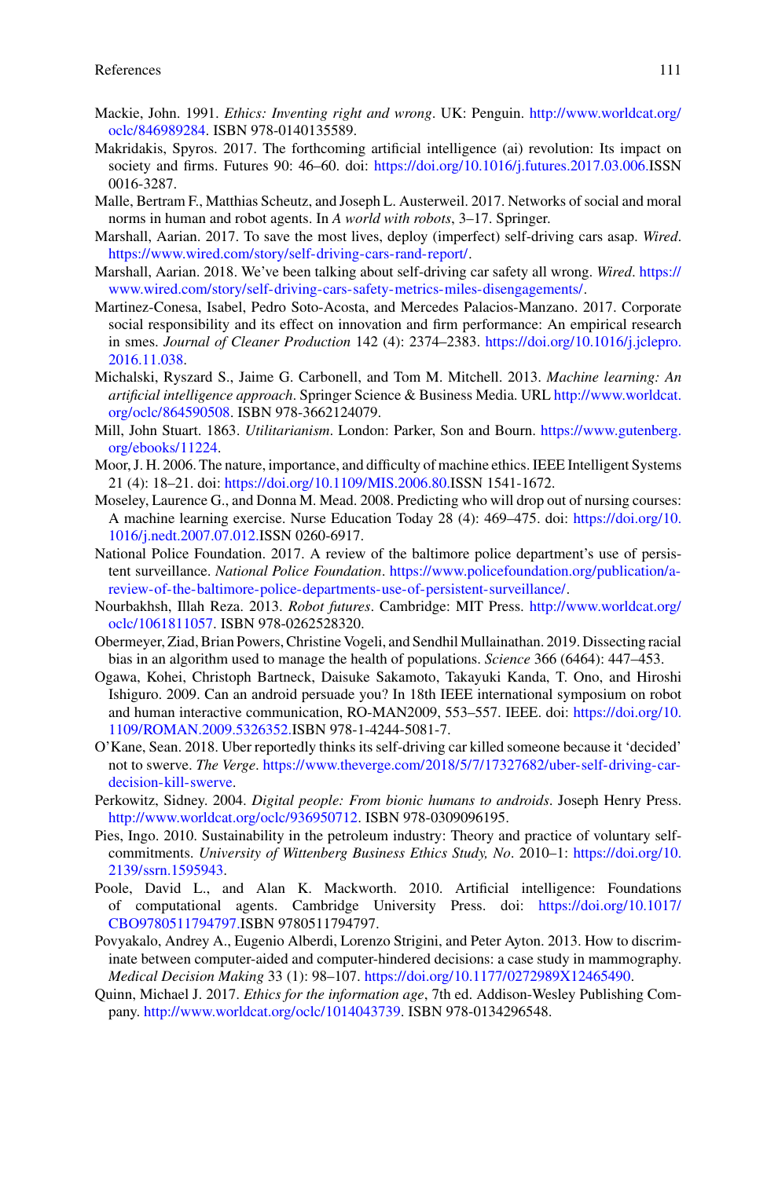Mackie, John. 1991. *Ethics: Inventing right and wrong*. UK: Penguin. http://www.worldcat.org/oclc/846989284. ISBN 978-0140135589.

Makridakis, Spyros. 2017. The forthcoming artificial intelligence (ai) revolution: Its impact on society and firms. Futures 90: 46–60. doi: https://doi.org/10.1016/j.futures.2017.03.006.ISSN 0016-3287.

Malle, Bertram F., Matthias Scheutz, and Joseph L. Austerweil. 2017. Networks of social and moral norms in human and robot agents. In *A world with robots*, 3–17. Springer.

Marshall, Aarian. 2017. To save the most lives, deploy (imperfect) self-driving cars asap. *Wired*. https://www.wired.com/story/self-driving-cars-rand-report/.

Marshall, Aarian. 2018. We've been talking about self-driving car safety all wrong. *Wired*. https://www.wired.com/story/self-driving-cars-safety-metrics-miles-disengagements/.

Martinez-Conesa, Isabel, Pedro Soto-Acosta, and Mercedes Palacios-Manzano. 2017. Corporate social responsibility and its effect on innovation and firm performance: An empirical research in smes. *Journal of Cleaner Production* 142 (4): 2374–2383. https://doi.org/10.1016/j.jclepro.2016.11.038.

Michalski, Ryszard S., Jaime G. Carbonell, and Tom M. Mitchell. 2013. *Machine learning: An artificial intelligence approach*. Springer Science & Business Media. URL http://www.worldcat.org/oclc/864590508. ISBN 978-3662124079.

Mill, John Stuart. 1863. *Utilitarianism*. London: Parker, Son and Bourn. https://www.gutenberg.org/ebooks/11224.

Moor, J. H. 2006. The nature, importance, and difficulty of machine ethics. IEEE Intelligent Systems 21 (4): 18–21. doi: https://doi.org/10.1109/MIS.2006.80.ISSN 1541-1672.

Moseley, Laurence G., and Donna M. Mead. 2008. Predicting who will drop out of nursing courses: A machine learning exercise. Nurse Education Today 28 (4): 469–475. doi: https://doi.org/10.1016/j.nedt.2007.07.012.ISSN 0260-6917.

National Police Foundation. 2017. A review of the baltimore police department's use of persistent surveillance. *National Police Foundation*. https://www.policefoundation.org/publication/a-review-of-the-baltimore-police-departments-use-of-persistent-surveillance/.

Nourbakhsh, Illah Reza. 2013. *Robot futures*. Cambridge: MIT Press. http://www.worldcat.org/oclc/1061811057. ISBN 978-0262528320.

Obermeyer, Ziad, Brian Powers, Christine Vogeli, and Sendhil Mullainathan. 2019. Dissecting racial bias in an algorithm used to manage the health of populations. *Science* 366 (6464): 447–453.

Ogawa, Kohei, Christoph Bartneck, Daisuke Sakamoto, Takayuki Kanda, T. Ono, and Hiroshi Ishiguro. 2009. Can an android persuade you? In 18th IEEE international symposium on robot and human interactive communication, RO-MAN2009, 553–557. IEEE. doi: https://doi.org/10.1109/ROMAN.2009.5326352.ISBN 978-1-4244-5081-7.

O'Kane, Sean. 2018. Uber reportedly thinks its self-driving car killed someone because it 'decided' not to swerve. *The Verge*. https://www.theverge.com/2018/5/7/17327682/uber-self-driving-car-decision-kill-swerve.

Perkowitz, Sidney. 2004. *Digital people: From bionic humans to androids*. Joseph Henry Press. http://www.worldcat.org/oclc/936950712. ISBN 978-0309096195.

Pies, Ingo. 2010. Sustainability in the petroleum industry: Theory and practice of voluntary self-commitments. *University of Wittenberg Business Ethics Study, No*. 2010–1: https://doi.org/10.2139/ssrn.1595943.

Poole, David L., and Alan K. Mackworth. 2010. Artificial intelligence: Foundations of computational agents. Cambridge University Press. doi: https://doi.org/10.1017/CBO9780511794797.ISBN 9780511794797.

Povyakalo, Andrey A., Eugenio Alberdi, Lorenzo Strigini, and Peter Ayton. 2013. How to discriminate between computer-aided and computer-hindered decisions: a case study in mammography. *Medical Decision Making* 33 (1): 98–107. https://doi.org/10.1177/0272989X12465490.

Quinn, Michael J. 2017. *Ethics for the information age*, 7th ed. Addison-Wesley Publishing Company. http://www.worldcat.org/oclc/1014043739. ISBN 978-0134296548.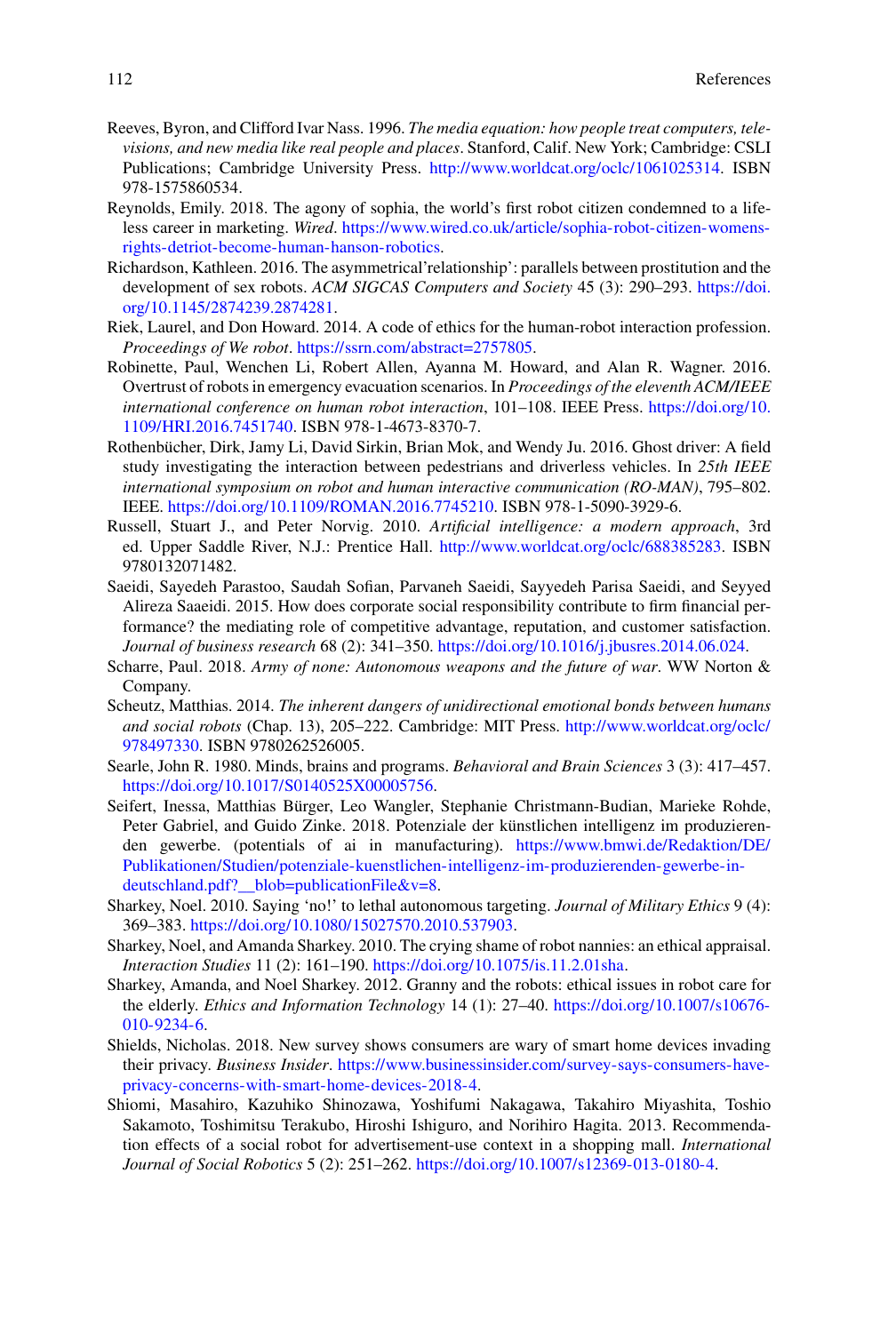Reeves, Byron, and Clifford Ivar Nass. 1996. *The media equation: how people treat computers, televisions, and new media like real people and places*. Stanford, Calif. New York; Cambridge: CSLI Publications; Cambridge University Press. http://www.worldcat.org/oclc/1061025314. ISBN 978-1575860534.

Reynolds, Emily. 2018. The agony of sophia, the world's first robot citizen condemned to a lifeless career in marketing. *Wired*. https://www.wired.co.uk/article/sophia-robot-citizen-womens-rights-detriot-become-human-hanson-robotics.

Richardson, Kathleen. 2016. The asymmetrical'relationship': parallels between prostitution and the development of sex robots. *ACM SIGCAS Computers and Society* 45 (3): 290–293. https://doi.org/10.1145/2874239.2874281.

Riek, Laurel, and Don Howard. 2014. A code of ethics for the human-robot interaction profession. *Proceedings of We robot*. https://ssrn.com/abstract=2757805.

Robinette, Paul, Wenchen Li, Robert Allen, Ayanna M. Howard, and Alan R. Wagner. 2016. Overtrust of robots in emergency evacuation scenarios. In *Proceedings of the eleventh ACM/IEEE international conference on human robot interaction*, 101–108. IEEE Press. https://doi.org/10.1109/HRI.2016.7451740. ISBN 978-1-4673-8370-7.

Rothenbücher, Dirk, Jamy Li, David Sirkin, Brian Mok, and Wendy Ju. 2016. Ghost driver: A field study investigating the interaction between pedestrians and driverless vehicles. In *25th IEEE international symposium on robot and human interactive communication (RO-MAN)*, 795–802. IEEE. https://doi.org/10.1109/ROMAN.2016.7745210. ISBN 978-1-5090-3929-6.

Russell, Stuart J., and Peter Norvig. 2010. *Artificial intelligence: a modern approach*, 3rd ed. Upper Saddle River, N.J.: Prentice Hall. http://www.worldcat.org/oclc/688385283. ISBN 9780132071482.

Saeidi, Sayedeh Parastoo, Saudah Sofian, Parvaneh Saeidi, Sayyedeh Parisa Saeidi, and Seyyed Alireza Saaeidi. 2015. How does corporate social responsibility contribute to firm financial performance? the mediating role of competitive advantage, reputation, and customer satisfaction. *Journal of business research* 68 (2): 341–350. https://doi.org/10.1016/j.jbusres.2014.06.024.

Scharre, Paul. 2018. *Army of none: Autonomous weapons and the future of war*. WW Norton & Company.

Scheutz, Matthias. 2014. *The inherent dangers of unidirectional emotional bonds between humans and social robots* (Chap. 13), 205–222. Cambridge: MIT Press. http://www.worldcat.org/oclc/978497330. ISBN 9780262526005.

Searle, John R. 1980. Minds, brains and programs. *Behavioral and Brain Sciences* 3 (3): 417–457. https://doi.org/10.1017/S0140525X00005756.

Seifert, Inessa, Matthias Bürger, Leo Wangler, Stephanie Christmann-Budian, Marieke Rohde, Peter Gabriel, and Guido Zinke. 2018. Potenziale der künstlichen intelligenz im produzierenden gewerbe. (potentials of ai in manufacturing). https://www.bmwi.de/Redaktion/DE/Publikationen/Studien/potenziale-kuenstlichen-intelligenz-im-produzierenden-gewerbe-in-deutschland.pdf?__blob=publicationFile&v=8.

Sharkey, Noel. 2010. Saying 'no!' to lethal autonomous targeting. *Journal of Military Ethics* 9 (4): 369–383. https://doi.org/10.1080/15027570.2010.537903.

Sharkey, Noel, and Amanda Sharkey. 2010. The crying shame of robot nannies: an ethical appraisal. *Interaction Studies* 11 (2): 161–190. https://doi.org/10.1075/is.11.2.01sha.

Sharkey, Amanda, and Noel Sharkey. 2012. Granny and the robots: ethical issues in robot care for the elderly. *Ethics and Information Technology* 14 (1): 27–40. https://doi.org/10.1007/s10676-010-9234-6.

Shields, Nicholas. 2018. New survey shows consumers are wary of smart home devices invading their privacy. *Business Insider*. https://www.businessinsider.com/survey-says-consumers-have-privacy-concerns-with-smart-home-devices-2018-4.

Shiomi, Masahiro, Kazuhiko Shinozawa, Yoshifumi Nakagawa, Takahiro Miyashita, Toshio Sakamoto, Toshimitsu Terakubo, Hiroshi Ishiguro, and Norihiro Hagita. 2013. Recommendation effects of a social robot for advertisement-use context in a shopping mall. *International Journal of Social Robotics* 5 (2): 251–262. https://doi.org/10.1007/s12369-013-0180-4.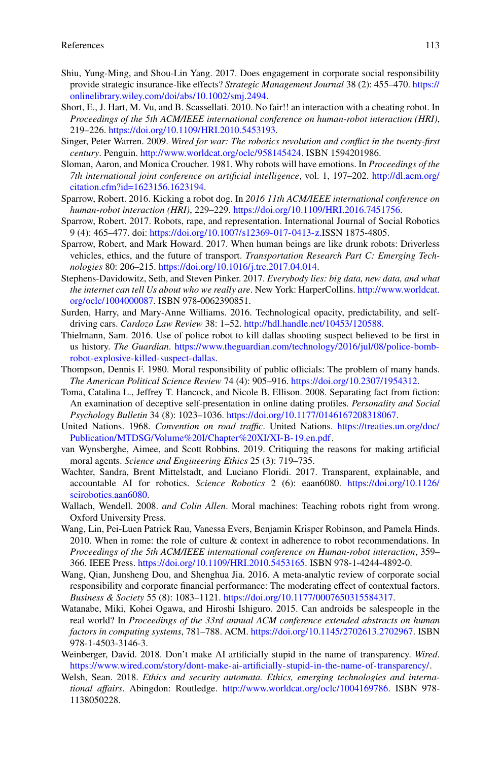Shiu, Yung-Ming, and Shou-Lin Yang. 2017. Does engagement in corporate social responsibility provide strategic insurance-like effects? *Strategic Management Journal* 38 (2): 455–470. https://onlinelibrary.wiley.com/doi/abs/10.1002/smj.2494.

Short, E., J. Hart, M. Vu, and B. Scassellati. 2010. No fair!! an interaction with a cheating robot. In *Proceedings of the 5th ACM/IEEE international conference on human-robot interaction (HRI)*, 219–226. https://doi.org/10.1109/HRI.2010.5453193.

Singer, Peter Warren. 2009. *Wired for war: The robotics revolution and conflict in the twenty-first century*. Penguin. http://www.worldcat.org/oclc/958145424. ISBN 1594201986.

Sloman, Aaron, and Monica Croucher. 1981. Why robots will have emotions. In *Proceedings of the 7th international joint conference on artificial intelligence*, vol. 1, 197–202. http://dl.acm.org/citation.cfm?id=1623156.1623194.

Sparrow, Robert. 2016. Kicking a robot dog. In *2016 11th ACM/IEEE international conference on human-robot interaction (HRI)*, 229–229. https://doi.org/10.1109/HRI.2016.7451756.

Sparrow, Robert. 2017. Robots, rape, and representation. International Journal of Social Robotics 9 (4): 465–477. doi: https://doi.org/10.1007/s12369-017-0413-z.ISSN 1875-4805.

Sparrow, Robert, and Mark Howard. 2017. When human beings are like drunk robots: Driverless vehicles, ethics, and the future of transport. *Transportation Research Part C: Emerging Technologies* 80: 206–215. https://doi.org/10.1016/j.trc.2017.04.014.

Stephens-Davidowitz, Seth, and Steven Pinker. 2017. *Everybody lies: big data, new data, and what the internet can tell Us about who we really are*. New York: HarperCollins. http://www.worldcat.org/oclc/1004000087. ISBN 978-0062390851.

Surden, Harry, and Mary-Anne Williams. 2016. Technological opacity, predictability, and self-driving cars. *Cardozo Law Review* 38: 1–52. http://hdl.handle.net/10453/120588.

Thielmann, Sam. 2016. Use of police robot to kill dallas shooting suspect believed to be first in us history. *The Guardian*. https://www.theguardian.com/technology/2016/jul/08/police-bomb-robot-explosive-killed-suspect-dallas.

Thompson, Dennis F. 1980. Moral responsibility of public officials: The problem of many hands. *The American Political Science Review* 74 (4): 905–916. https://doi.org/10.2307/1954312.

Toma, Catalina L., Jeffrey T. Hancock, and Nicole B. Ellison. 2008. Separating fact from fiction: An examination of deceptive self-presentation in online dating profiles. *Personality and Social Psychology Bulletin* 34 (8): 1023–1036. https://doi.org/10.1177/0146167208318067.

United Nations. 1968. *Convention on road traffic*. United Nations. https://treaties.un.org/doc/Publication/MTDSG/Volume%20I/Chapter%20XI/XI-B-19.en.pdf.

van Wynsberghe, Aimee, and Scott Robbins. 2019. Critiquing the reasons for making artificial moral agents. *Science and Engineering Ethics* 25 (3): 719–735.

Wachter, Sandra, Brent Mittelstadt, and Luciano Floridi. 2017. Transparent, explainable, and accountable AI for robotics. *Science Robotics* 2 (6): eaan6080. https://doi.org/10.1126/scirobotics.aan6080.

Wallach, Wendell. 2008. *and Colin Allen*. Moral machines: Teaching robots right from wrong. Oxford University Press.

Wang, Lin, Pei-Luen Patrick Rau, Vanessa Evers, Benjamin Krisper Robinson, and Pamela Hinds. 2010. When in rome: the role of culture & context in adherence to robot recommendations. In *Proceedings of the 5th ACM/IEEE international conference on Human-robot interaction*, 359–366. IEEE Press. https://doi.org/10.1109/HRI.2010.5453165. ISBN 978-1-4244-4892-0.

Wang, Qian, Junsheng Dou, and Shenghua Jia. 2016. A meta-analytic review of corporate social responsibility and corporate financial performance: The moderating effect of contextual factors. *Business & Society* 55 (8): 1083–1121. https://doi.org/10.1177/0007650315584317.

Watanabe, Miki, Kohei Ogawa, and Hiroshi Ishiguro. 2015. Can androids be salespeople in the real world? In *Proceedings of the 33rd annual ACM conference extended abstracts on human factors in computing systems*, 781–788. ACM. https://doi.org/10.1145/2702613.2702967. ISBN 978-1-4503-3146-3.

Weinberger, David. 2018. Don't make AI artificially stupid in the name of transparency. *Wired*. https://www.wired.com/story/dont-make-ai-artificially-stupid-in-the-name-of-transparency/.

Welsh, Sean. 2018. *Ethics and security automata. Ethics, emerging technologies and international affairs*. Abingdon: Routledge. http://www.worldcat.org/oclc/1004169786. ISBN 978-1138050228.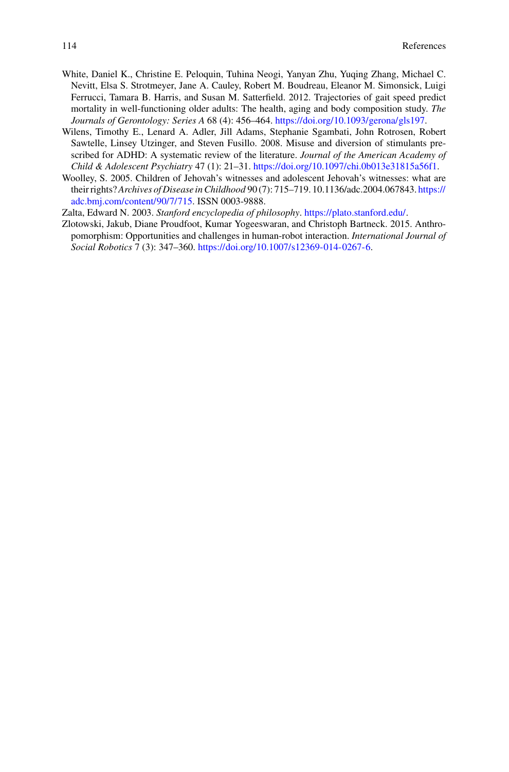White, Daniel K., Christine E. Peloquin, Tuhina Neogi, Yanyan Zhu, Yuqing Zhang, Michael C. Nevitt, Elsa S. Strotmeyer, Jane A. Cauley, Robert M. Boudreau, Eleanor M. Simonsick, Luigi Ferrucci, Tamara B. Harris, and Susan M. Satterfield. 2012. Trajectories of gait speed predict mortality in well-functioning older adults: The health, aging and body composition study. *The Journals of Gerontology: Series A* 68 (4): 456–464. https://doi.org/10.1093/gerona/gls197.

Wilens, Timothy E., Lenard A. Adler, Jill Adams, Stephanie Sgambati, John Rotrosen, Robert Sawtelle, Linsey Utzinger, and Steven Fusillo. 2008. Misuse and diversion of stimulants prescribed for ADHD: A systematic review of the literature. *Journal of the American Academy of Child & Adolescent Psychiatry* 47 (1): 21–31. https://doi.org/10.1097/chi.0b013e31815a56f1.

Woolley, S. 2005. Children of Jehovah's witnesses and adolescent Jehovah's witnesses: what are their rights? *Archives of Disease in Childhood* 90 (7): 715–719. 10.1136/adc.2004.067843. https://adc.bmj.com/content/90/7/715. ISSN 0003-9888.

Zalta, Edward N. 2003. *Stanford encyclopedia of philosophy*. https://plato.stanford.edu/.

Zlotowski, Jakub, Diane Proudfoot, Kumar Yogeeswaran, and Christoph Bartneck. 2015. Anthropomorphism: Opportunities and challenges in human-robot interaction. *International Journal of Social Robotics* 7 (3): 347–360. https://doi.org/10.1007/s12369-014-0267-6.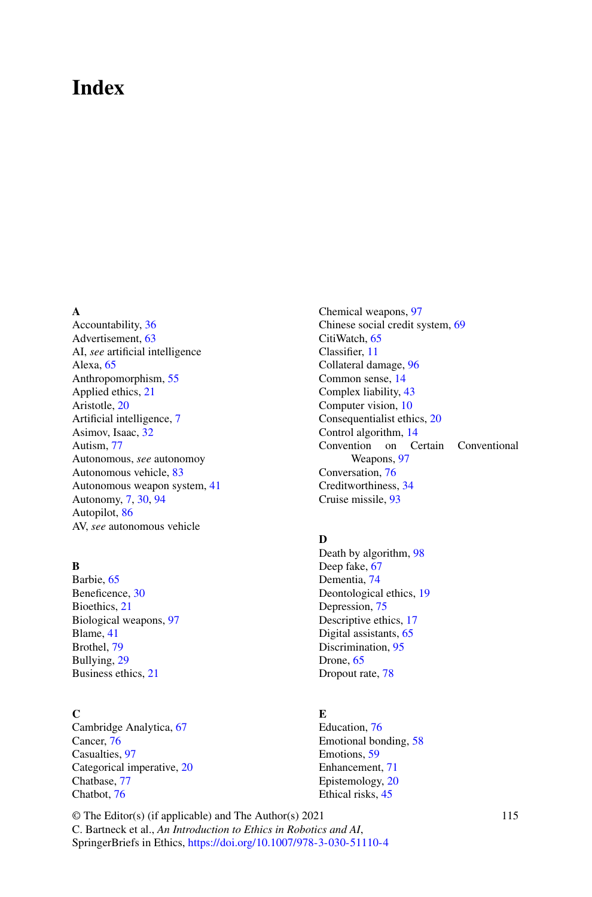# Index

**A**
Accountability, 36
Advertisement, 63
AI, *see* artificial intelligence
Alexa, 65
Anthropomorphism, 55
Applied ethics, 21
Aristotle, 20
Artificial intelligence, 7
Asimov, Isaac, 32
Autism, 77
Autonomous, *see* autonomoy
Autonomous vehicle, 83
Autonomous weapon system, 41
Autonomy, 7, 30, 94
Autopilot, 86
AV, *see* autonomous vehicle

**B**
Barbie, 65
Beneficence, 30
Bioethics, 21
Biological weapons, 97
Blame, 41
Brothel, 79
Bullying, 29
Business ethics, 21

**C**
Cambridge Analytica, 67
Cancer, 76
Casualties, 97
Categorical imperative, 20
Chatbase, 77
Chatbot, 76
Chemical weapons, 97
Chinese social credit system, 69
CitiWatch, 65
Classifier, 11
Collateral damage, 96
Common sense, 14
Complex liability, 43
Computer vision, 10
Consequentialist ethics, 20
Control algorithm, 14
Convention on Certain Conventional Weapons, 97
Conversation, 76
Creditworthiness, 34
Cruise missile, 93

**D**
Death by algorithm, 98
Deep fake, 67
Dementia, 74
Deontological ethics, 19
Depression, 75
Descriptive ethics, 17
Digital assistants, 65
Discrimination, 95
Drone, 65
Dropout rate, 78

**E**
Education, 76
Emotional bonding, 58
Emotions, 59
Enhancement, 71
Epistemology, 20
Ethical risks, 45

© The Editor(s) (if applicable) and The Author(s) 2021
C. Bartneck et al., *An Introduction to Ethics in Robotics and AI*,
SpringerBriefs in Ethics, https://doi.org/10.1007/978-3-030-51110-4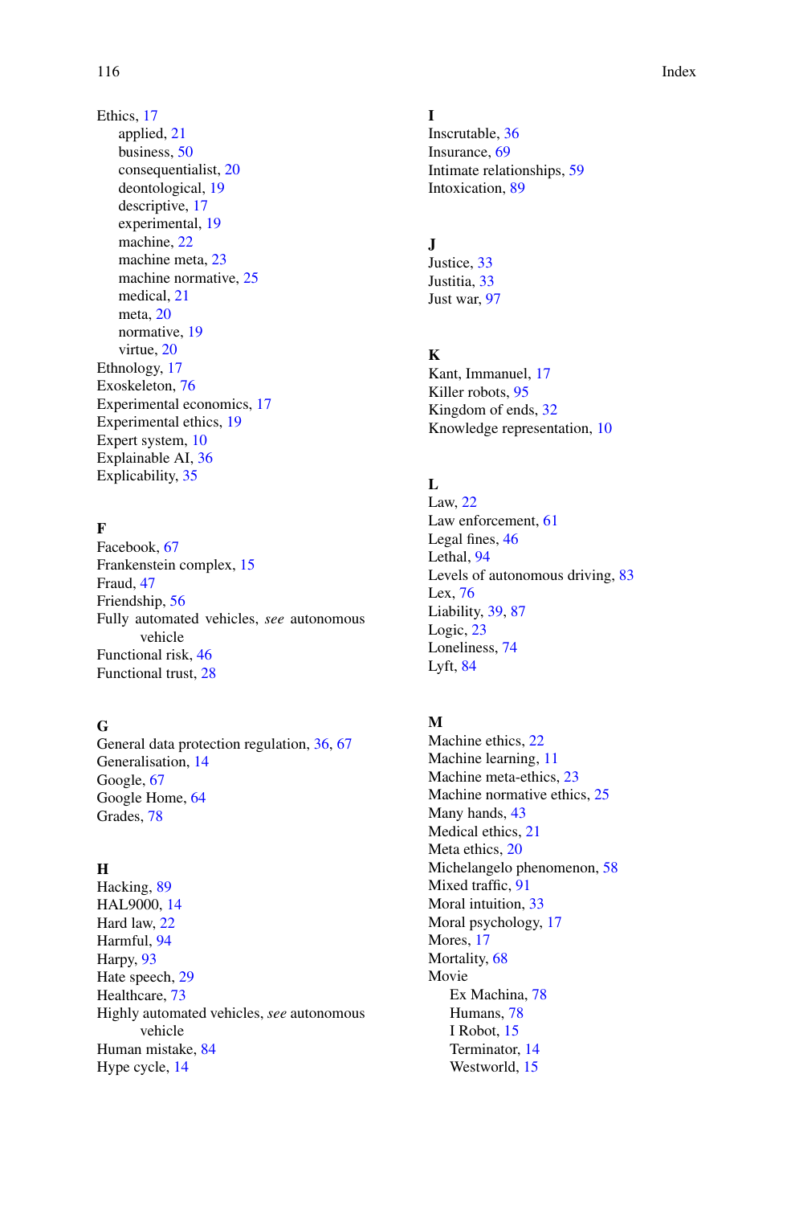Ethics, 17
  applied, 21
  business, 50
  consequentialist, 20
  deontological, 19
  descriptive, 17
  experimental, 19
  machine, 22
  machine meta, 23
  machine normative, 25
  medical, 21
  meta, 20
  normative, 19
  virtue, 20
Ethnology, 17
Exoskeleton, 76
Experimental economics, 17
Experimental ethics, 19
Expert system, 10
Explainable AI, 36
Explicability, 35

**F**
Facebook, 67
Frankenstein complex, 15
Fraud, 47
Friendship, 56
Fully automated vehicles, *see* autonomous vehicle
Functional risk, 46
Functional trust, 28

**G**
General data protection regulation, 36, 67
Generalisation, 14
Google, 67
Google Home, 64
Grades, 78

**H**
Hacking, 89
HAL9000, 14
Hard law, 22
Harmful, 94
Harpy, 93
Hate speech, 29
Healthcare, 73
Highly automated vehicles, *see* autonomous vehicle
Human mistake, 84
Hype cycle, 14

**I**
Inscrutable, 36
Insurance, 69
Intimate relationships, 59
Intoxication, 89

**J**
Justice, 33
Justitia, 33
Just war, 97

**K**
Kant, Immanuel, 17
Killer robots, 95
Kingdom of ends, 32
Knowledge representation, 10

**L**
Law, 22
Law enforcement, 61
Legal fines, 46
Lethal, 94
Levels of autonomous driving, 83
Lex, 76
Liability, 39, 87
Logic, 23
Loneliness, 74
Lyft, 84

**M**
Machine ethics, 22
Machine learning, 11
Machine meta-ethics, 23
Machine normative ethics, 25
Many hands, 43
Medical ethics, 21
Meta ethics, 20
Michelangelo phenomenon, 58
Mixed traffic, 91
Moral intuition, 33
Moral psychology, 17
Mores, 17
Mortality, 68
Movie
  Ex Machina, 78
  Humans, 78
  I Robot, 15
  Terminator, 14
  Westworld, 15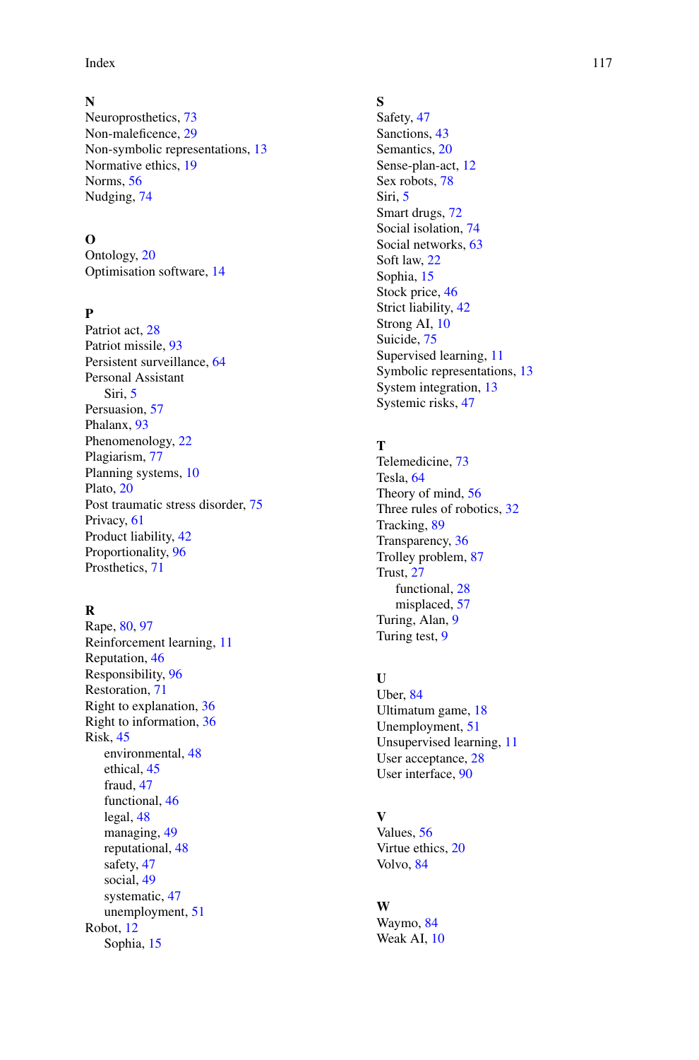**N**
Neuroprosthetics, 73
Non-maleficence, 29
Non-symbolic representations, 13
Normative ethics, 19
Norms, 56
Nudging, 74

**O**
Ontology, 20
Optimisation software, 14

**P**
Patriot act, 28
Patriot missile, 93
Persistent surveillance, 64
Personal Assistant
    Siri, 5
Persuasion, 57
Phalanx, 93
Phenomenology, 22
Plagiarism, 77
Planning systems, 10
Plato, 20
Post traumatic stress disorder, 75
Privacy, 61
Product liability, 42
Proportionality, 96
Prosthetics, 71

**R**
Rape, 80, 97
Reinforcement learning, 11
Reputation, 46
Responsibility, 96
Restoration, 71
Right to explanation, 36
Right to information, 36
Risk, 45
    environmental, 48
    ethical, 45
    fraud, 47
    functional, 46
    legal, 48
    managing, 49
    reputational, 48
    safety, 47
    social, 49
    systematic, 47
    unemployment, 51
Robot, 12
    Sophia, 15

**S**
Safety, 47
Sanctions, 43
Semantics, 20
Sense-plan-act, 12
Sex robots, 78
Siri, 5
Smart drugs, 72
Social isolation, 74
Social networks, 63
Soft law, 22
Sophia, 15
Stock price, 46
Strict liability, 42
Strong AI, 10
Suicide, 75
Supervised learning, 11
Symbolic representations, 13
System integration, 13
Systemic risks, 47

**T**
Telemedicine, 73
Tesla, 64
Theory of mind, 56
Three rules of robotics, 32
Tracking, 89
Transparency, 36
Trolley problem, 87
Trust, 27
    functional, 28
    misplaced, 57
Turing, Alan, 9
Turing test, 9

**U**
Uber, 84
Ultimatum game, 18
Unemployment, 51
Unsupervised learning, 11
User acceptance, 28
User interface, 90

**V**
Values, 56
Virtue ethics, 20
Volvo, 84

**W**
Waymo, 84
Weak AI, 10